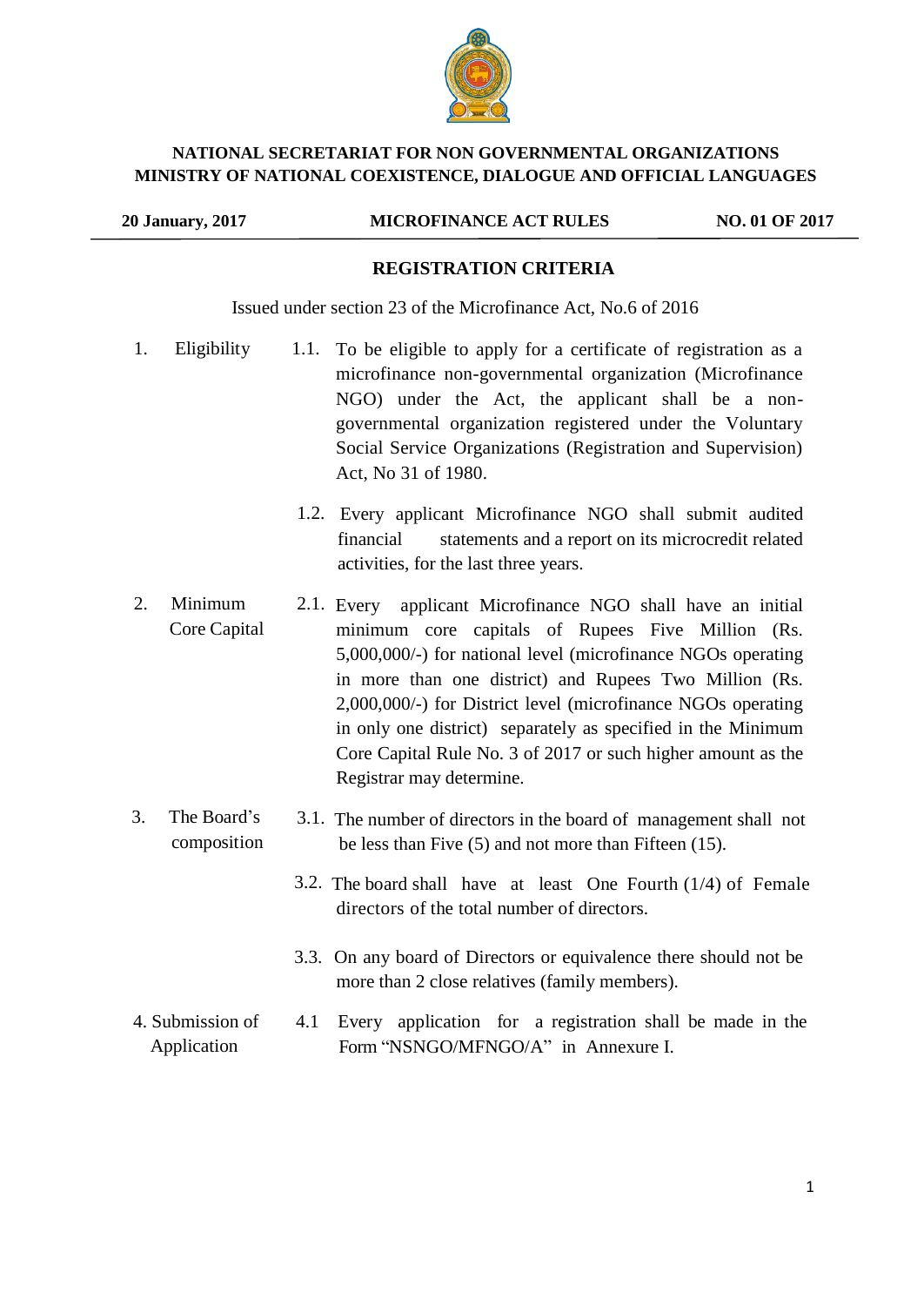**NATIONAL SECRETARIAT FOR NON GOVERNMENTAL ORGANIZATIONS**
**MINISTRY OF NATIONAL COEXISTENCE, DIALOGUE AND OFFICIAL LANGUAGES**

| **20 January, 2017** | **MICROFINANCE ACT RULES** | **NO. 01 OF 2017** |
|---|---|---|

## REGISTRATION CRITERIA

Issued under section 23 of the Microfinance Act, No.6 of 2016

| | |
|---|---|
| 1. Eligibility | 1.1. To be eligible to apply for a certificate of registration as a microfinance non-governmental organization (Microfinance NGO) under the Act, the applicant shall be a non-governmental organization registered under the Voluntary Social Service Organizations (Registration and Supervision) Act, No 31 of 1980. |
| | 1.2. Every applicant Microfinance NGO shall submit audited financial statements and a report on its microcredit related activities, for the last three years. |
| 2. Minimum Core Capital | 2.1. Every applicant Microfinance NGO shall have an initial minimum core capitals of Rupees Five Million (Rs. 5,000,000/-) for national level (microfinance NGOs operating in more than one district) and Rupees Two Million (Rs. 2,000,000/-) for District level (microfinance NGOs operating in only one district) separately as specified in the Minimum Core Capital Rule No. 3 of 2017 or such higher amount as the Registrar may determine. |
| 3. The Board's composition | 3.1. The number of directors in the board of management shall not be less than Five (5) and not more than Fifteen (15). |
| | 3.2. The board shall have at least One Fourth (1/4) of Female directors of the total number of directors. |
| | 3.3. On any board of Directors or equivalence there should not be more than 2 close relatives (family members). |
| 4. Submission of Application | 4.1 Every application for a registration shall be made in the Form "NSNGO/MFNGO/A" in Annexure I. |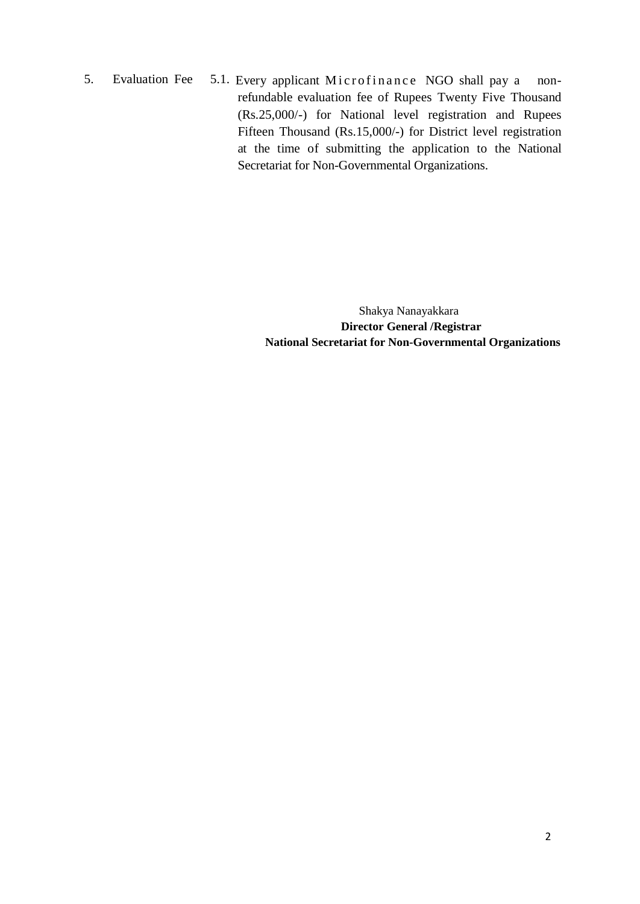| 5. | Evaluation Fee | 5.1. Every applicant Microfinance NGO shall pay a non-refundable evaluation fee of Rupees Twenty Five Thousand (Rs.25,000/-) for National level registration and Rupees Fifteen Thousand (Rs.15,000/-) for District level registration at the time of submitting the application to the National Secretariat for Non-Governmental Organizations. |
|---|---|---|

Shakya Nanayakkara
**Director General /Registrar**
**National Secretariat for Non-Governmental Organizations**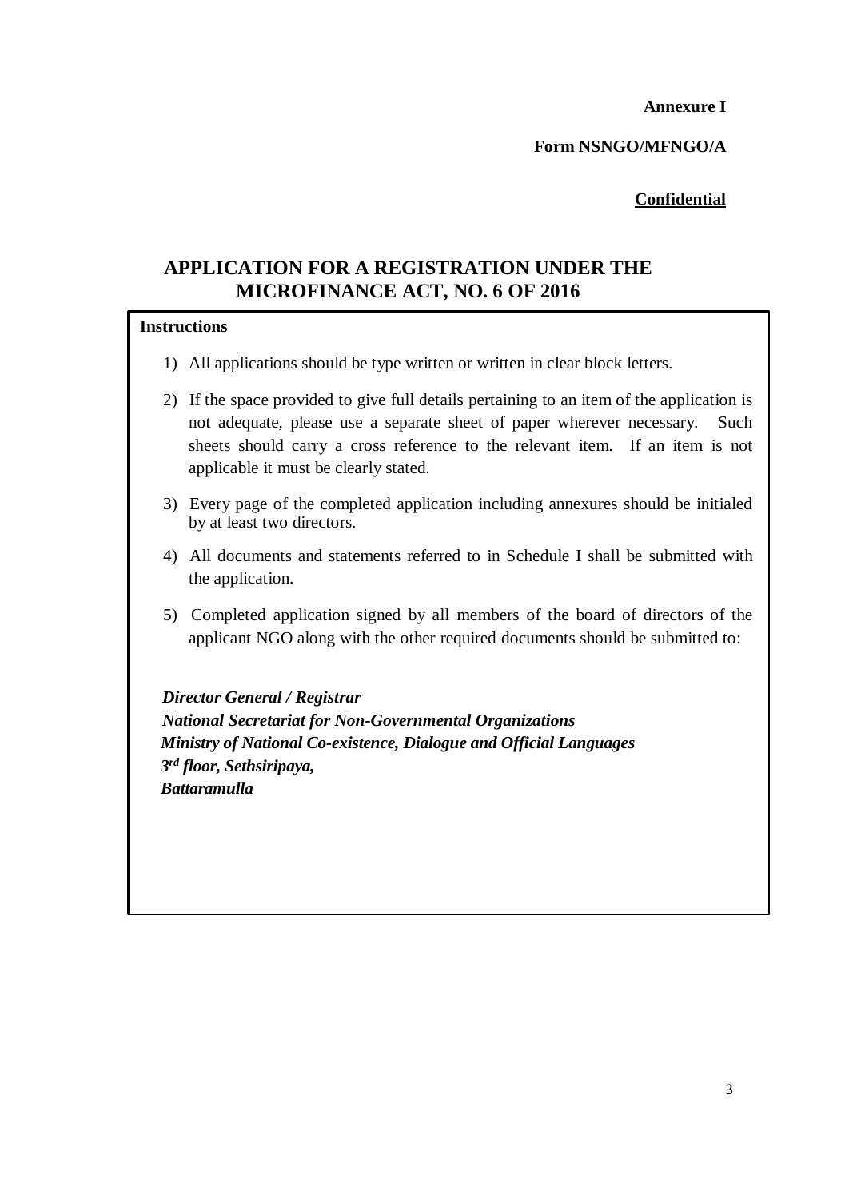**Annexure I**

**Form NSNGO/MFNGO/A**

**<u>Confidential</u>**

# APPLICATION FOR A REGISTRATION UNDER THE MICROFINANCE ACT, NO. 6 OF 2016

**Instructions**

1) All applications should be type written or written in clear block letters.
2) If the space provided to give full details pertaining to an item of the application is not adequate, please use a separate sheet of paper wherever necessary. Such sheets should carry a cross reference to the relevant item. If an item is not applicable it must be clearly stated.
3) Every page of the completed application including annexures should be initialed by at least two directors.
4) All documents and statements referred to in Schedule I shall be submitted with the application.
5) Completed application signed by all members of the board of directors of the applicant NGO along with the other required documents should be submitted to:

***Director General / Registrar***
***National Secretariat for Non-Governmental Organizations***
***Ministry of National Co-existence, Dialogue and Official Languages***
***3rd floor, Sethsiripaya,***
***Battaramulla***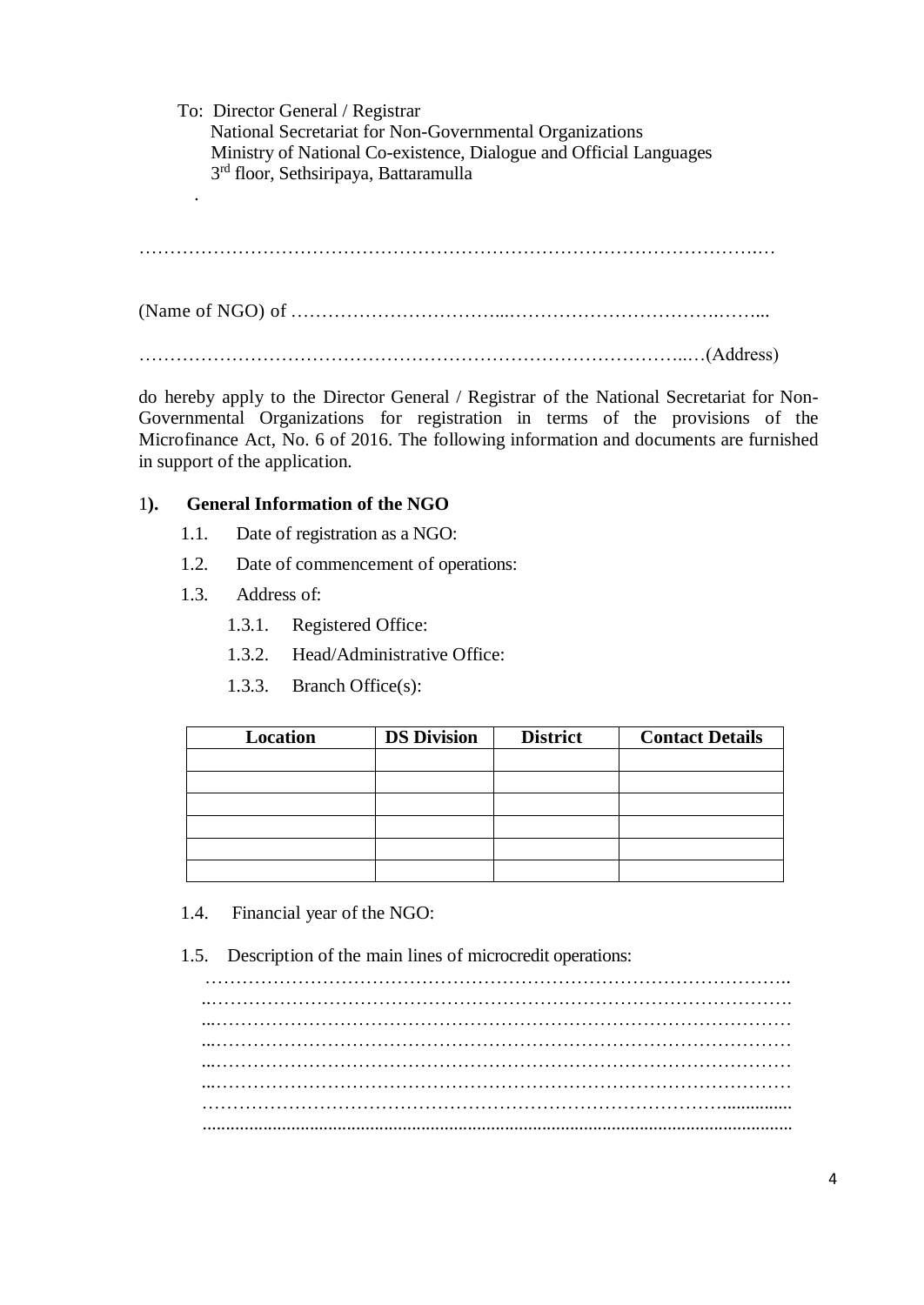To: Director General / Registrar
National Secretariat for Non-Governmental Organizations
Ministry of National Co-existence, Dialogue and Official Languages
3rd floor, Sethsiripaya, Battaramulla

.

…………………………………………………………………………………………

(Name of NGO) of ………………………………...………………………………..……...

……………………………………………………………………………..…(Address)

do hereby apply to the Director General / Registrar of the National Secretariat for Non-Governmental Organizations for registration in terms of the provisions of the Microfinance Act, No. 6 of 2016. The following information and documents are furnished in support of the application.

1**).** **General Information of the NGO**

1.1. Date of registration as a NGO:

1.2. Date of commencement of operations:

1.3. Address of:

1.3.1. Registered Office:

1.3.2. Head/Administrative Office:

1.3.3. Branch Office(s):

| Location | DS Division | District | Contact Details |
|---|---|---|---|
| | | | |
| | | | |
| | | | |
| | | | |
| | | | |
| | | | |

1.4. Financial year of the NGO:

1.5. Description of the main lines of microcredit operations:

……………………………………………………………………………………..
..…………………………………………………………………………………….
...……………………………………………………………………………………
...……………………………………………………………………………………
...……………………………………………………………………………………
...……………………………………………………………………………………
………………………………………………………………………………..............
.............................................................................................................................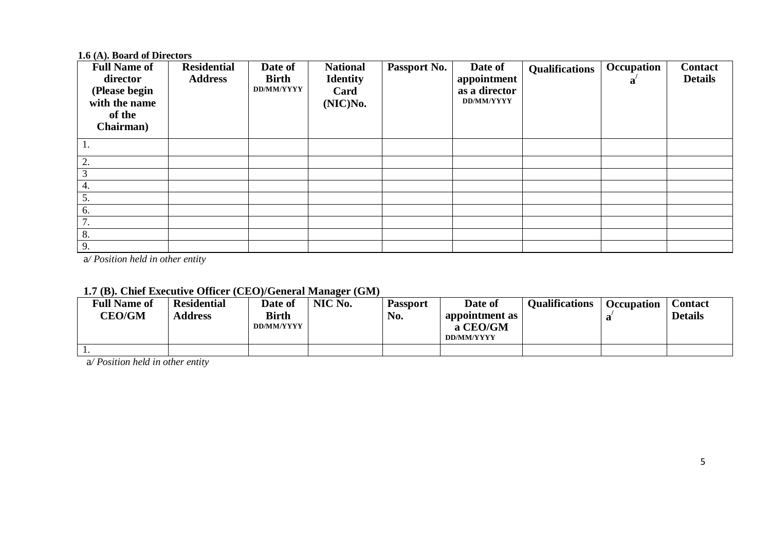**1.6 (A). Board of Directors**

| Full Name of director (Please begin with the name of the Chairman) | Residential Address | Date of Birth DD/MM/YYYY | National Identity Card (NIC)No. | Passport No. | Date of appointment as a director DD/MM/YYYY | Qualifications | Occupation a/ | Contact Details |
|---|---|---|---|---|---|---|---|---|
| 1. | | | | | | | | |
| 2. | | | | | | | | |
| 3 | | | | | | | | |
| 4. | | | | | | | | |
| 5. | | | | | | | | |
| 6. | | | | | | | | |
| 7. | | | | | | | | |
| 8. | | | | | | | | |
| 9. | | | | | | | | |

a*/ Position held in other entity*

**1.7 (B). Chief Executive Officer (CEO)/General Manager (GM)**

| Full Name of CEO/GM | Residential Address | Date of Birth DD/MM/YYYY | NIC No. | Passport No. | Date of appointment as a CEO/GM DD/MM/YYYY | Qualifications | Occupation a/ | Contact Details |
|---|---|---|---|---|---|---|---|---|
| 1. | | | | | | | | |

a*/ Position held in other entity*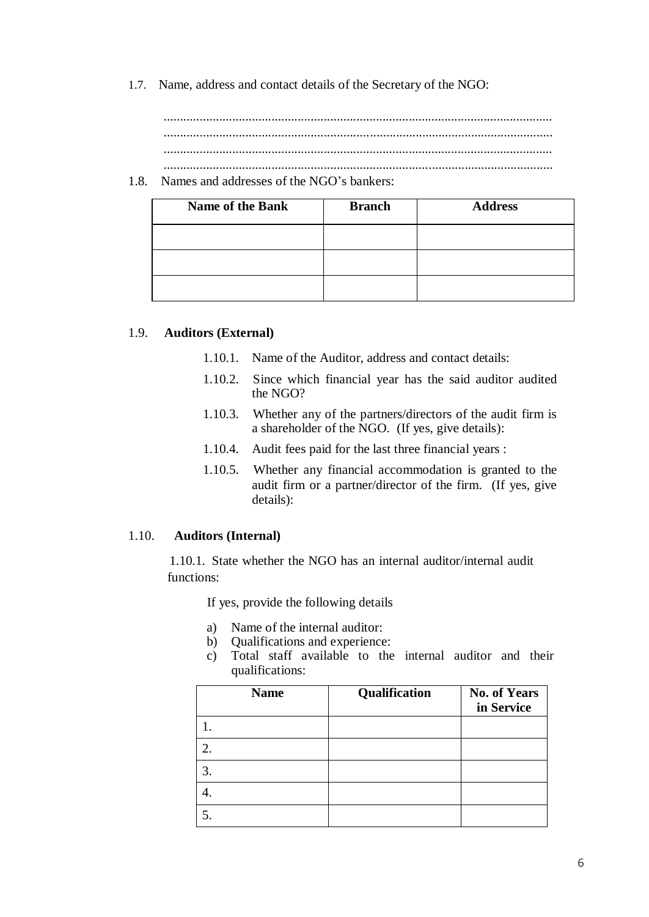1.7. Name, address and contact details of the Secretary of the NGO:

.......................................................................................................................
.......................................................................................................................
.......................................................................................................................
.......................................................................................................................

1.8. Names and addresses of the NGO's bankers:

| Name of the Bank | Branch | Address |
|---|---|---|
| | | |
| | | |
| | | |

1.9. **Auditors (External)**

1.10.1. Name of the Auditor, address and contact details:

1.10.2. Since which financial year has the said auditor audited the NGO?

1.10.3. Whether any of the partners/directors of the audit firm is a shareholder of the NGO. (If yes, give details):

1.10.4. Audit fees paid for the last three financial years :

1.10.5. Whether any financial accommodation is granted to the audit firm or a partner/director of the firm. (If yes, give details):

1.10. **Auditors (Internal)**

1.10.1. State whether the NGO has an internal auditor/internal audit functions:

If yes, provide the following details

a) Name of the internal auditor:
b) Qualifications and experience:
c) Total staff available to the internal auditor and their qualifications:

| Name | Qualification | No. of Years in Service |
|---|---|---|
| 1. | | |
| 2. | | |
| 3. | | |
| 4. | | |
| 5. | | |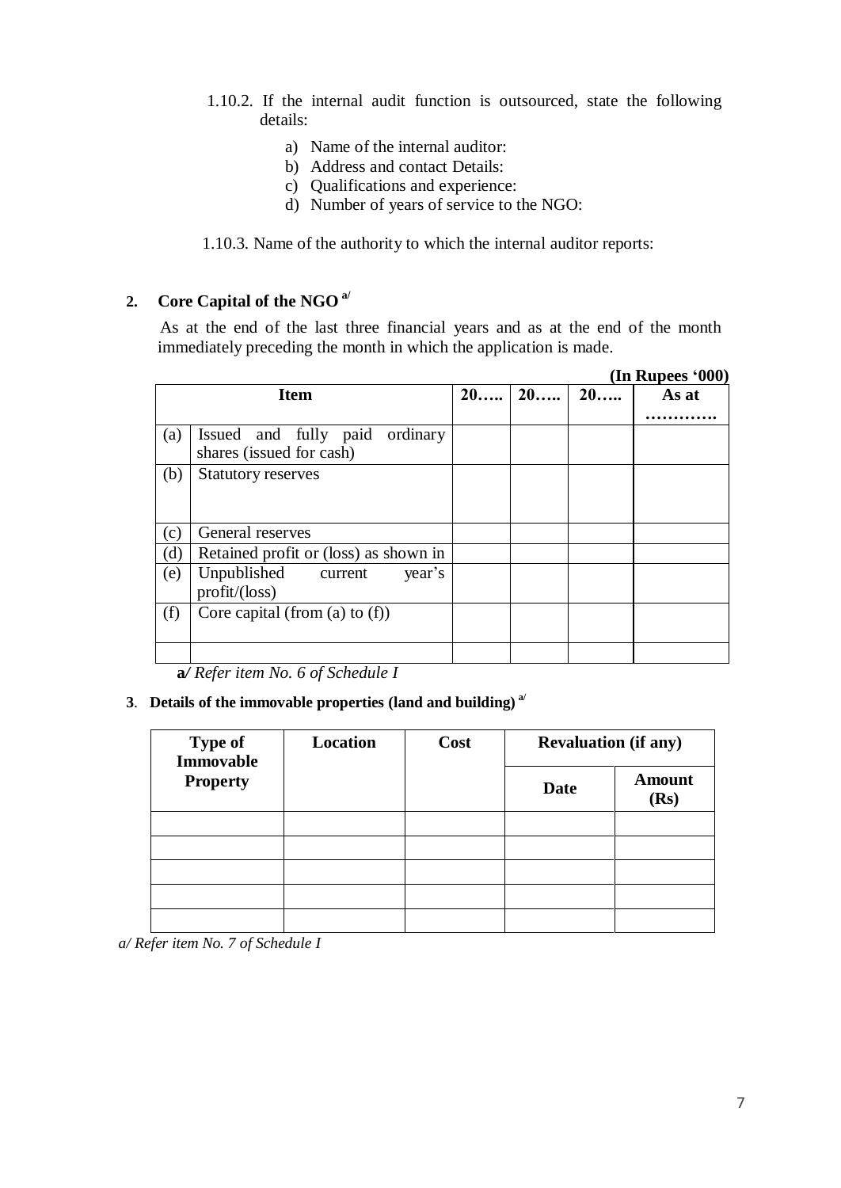1.10.2. If the internal audit function is outsourced, state the following details:

a) Name of the internal auditor:
b) Address and contact Details:
c) Qualifications and experience:
d) Number of years of service to the NGO:

1.10.3. Name of the authority to which the internal auditor reports:

## 2. Core Capital of the NGO [a/]

As at the end of the last three financial years and as at the end of the month immediately preceding the month in which the application is made.

**(In Rupees '000)**

| | Item | 20….. | 20….. | 20….. | As at …………. |
|---|---|---|---|---|---|
| (a) | Issued and fully paid ordinary shares (issued for cash) | | | | |
| (b) | Statutory reserves | | | | |
| (c) | General reserves | | | | |
| (d) | Retained profit or (loss) as shown in | | | | |
| (e) | Unpublished current year's profit/(loss) | | | | |
| (f) | Core capital (from (a) to (f)) | | | | |
| | | | | | |

**a/** *Refer item No. 6 of Schedule I*

## 3. Details of the immovable properties (land and building) [a/]

| Type of Immovable Property | Location | Cost | Revaluation (if any) | |
|---|---|---|---|---|
| | | | Date | Amount (Rs) |
| | | | | |
| | | | | |
| | | | | |
| | | | | |
| | | | | |

*a/ Refer item No. 7 of Schedule I*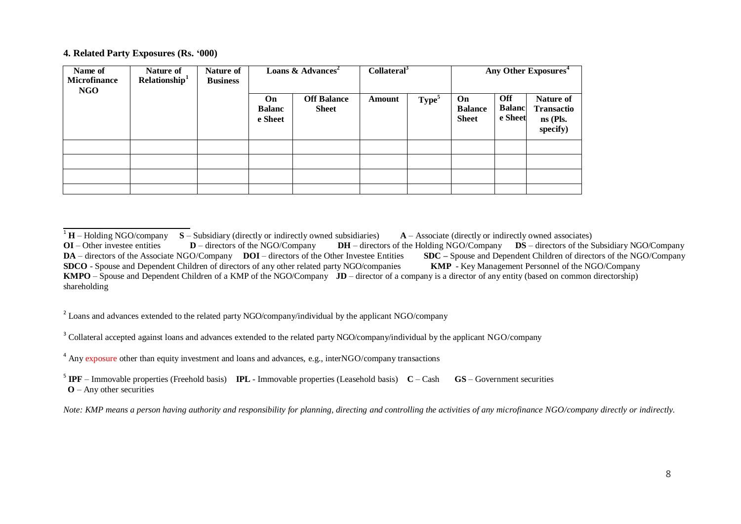**4. Related Party Exposures (Rs. '000)**

| Name of Microfinance NGO | Nature of Relationship[1] | Nature of Business | Loans & Advances[2] | | Collateral[3] | | Any Other Exposures[4] | | |
|---|---|---|---|---|---|---|---|---|---|
| | | | On Balance Sheet | Off Balance Sheet | Amount | Type[5] | On Balance Sheet | Off Balance Sheet | Nature of Transactions (Pls. specify) |
| | | | | | | | | | |
| | | | | | | | | | |
| | | | | | | | | | |
| | | | | | | | | | |

[1] **H** – Holding NGO/company **S** – Subsidiary (directly or indirectly owned subsidiaries) **A** – Associate (directly or indirectly owned associates) **OI** – Other investee entities **D** – directors of the NGO/Company **DH** – directors of the Holding NGO/Company **DS** – directors of the Subsidiary NGO/Company **DA** – directors of the Associate NGO/Company **DOI** – directors of the Other Investee Entities **SDC –** Spouse and Dependent Children of directors of the NGO/Company **SDCO** - Spouse and Dependent Children of directors of any other related party NGO/companies **KMP** - Key Management Personnel of the NGO/Company **KMPO** – Spouse and Dependent Children of a KMP of the NGO/Company **JD** – director of a company is a director of any entity (based on common directorship) shareholding

[2] Loans and advances extended to the related party NGO/company/individual by the applicant NGO/company

[3] Collateral accepted against loans and advances extended to the related party NGO/company/individual by the applicant NGO/company

[4] Any exposure other than equity investment and loans and advances, e.g., interNGO/company transactions

[5] **IPF** – Immovable properties (Freehold basis) **IPL** - Immovable properties (Leasehold basis) **C** – Cash **GS** – Government securities **O** – Any other securities

*Note: KMP means a person having authority and responsibility for planning, directing and controlling the activities of any microfinance NGO/company directly or indirectly.*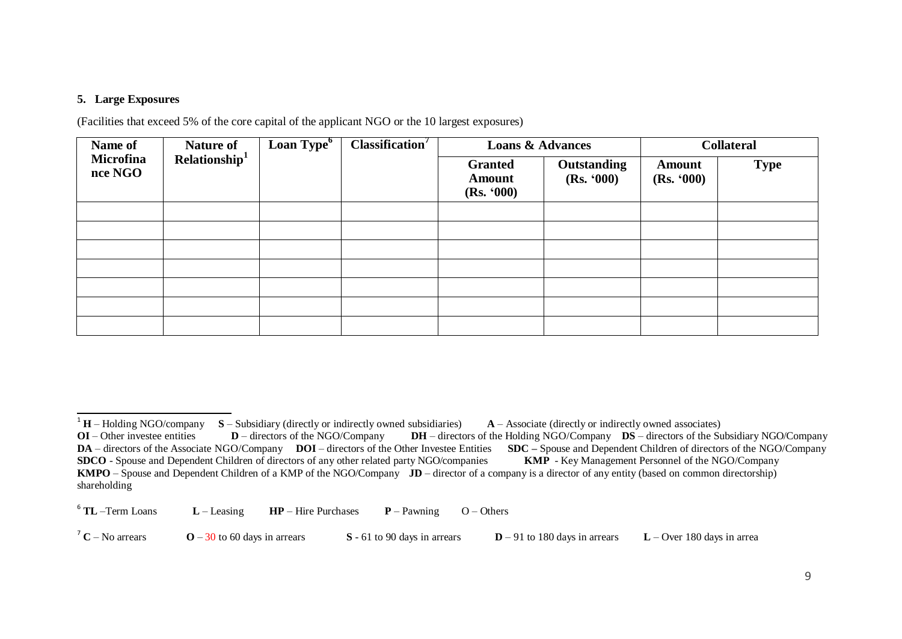### 5. Large Exposures

(Facilities that exceed 5% of the core capital of the applicant NGO or the 10 largest exposures)

| Name of Microfinance NGO | Nature of Relationship[1] | Loan Type[6] | Classification[7] | Loans & Advances | | Collateral | |
|---|---|---|---|---|---|---|---|
| | | | | Granted Amount (Rs. '000) | Outstanding (Rs. '000) | Amount (Rs. '000) | Type |
| | | | | | | | |
| | | | | | | | |
| | | | | | | | |
| | | | | | | | |
| | | | | | | | |
| | | | | | | | |
| | | | | | | | |

[1] **H** – Holding NGO/company **S** – Subsidiary (directly or indirectly owned subsidiaries) **A** – Associate (directly or indirectly owned associates) **OI** – Other investee entities **D** – directors of the NGO/Company **DH** – directors of the Holding NGO/Company **DS** – directors of the Subsidiary NGO/Company **DA** – directors of the Associate NGO/Company **DOI** – directors of the Other Investee Entities **SDC –** Spouse and Dependent Children of directors of the NGO/Company **SDCO** - Spouse and Dependent Children of directors of any other related party NGO/companies **KMP** - Key Management Personnel of the NGO/Company **KMPO** – Spouse and Dependent Children of a KMP of the NGO/Company **JD** – director of a company is a director of any entity (based on common directorship) shareholding

[6] **TL** –Term Loans **L** – Leasing **HP** – Hire Purchases **P** – Pawning O – Others

[7] **C** – No arrears **O** – 30 to 60 days in arrears **S** - 61 to 90 days in arrears **D** – 91 to 180 days in arrears **L** – Over 180 days in arrea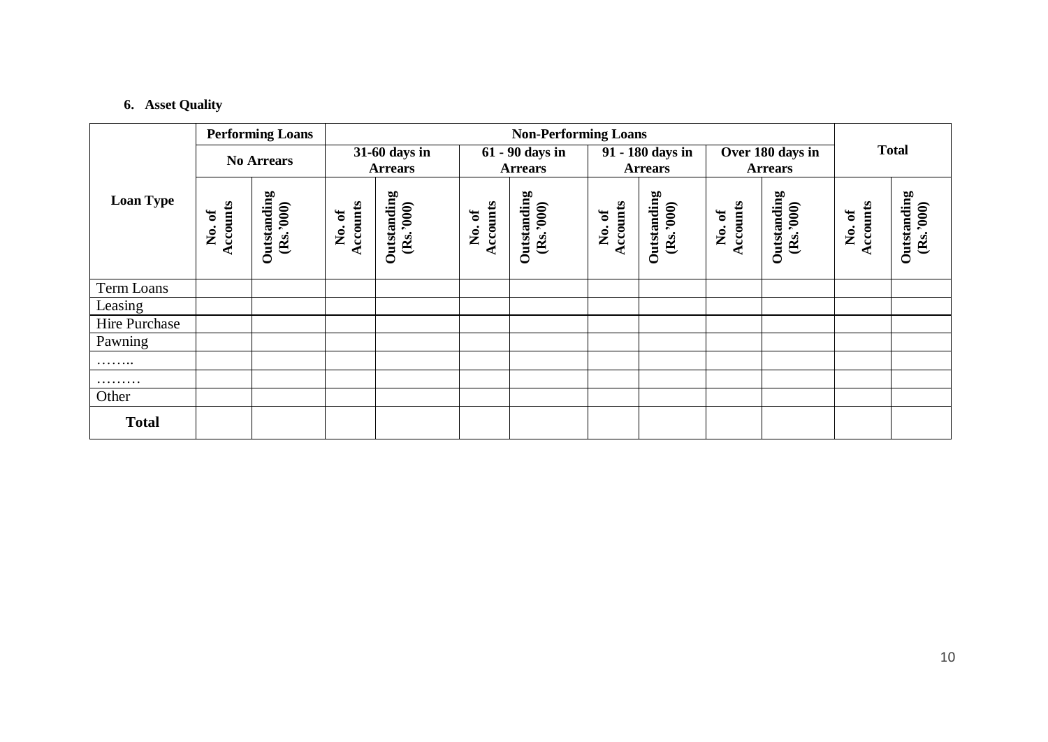**6. Asset Quality**

| Loan Type | Performing Loans | | Non-Performing Loans | | | | | | | | Total | |
|---|---|---|---|---|---|---|---|---|---|---|---|---|
| | No Arrears | | 31-60 days in Arrears | | 61 - 90 days in Arrears | | 91 - 180 days in Arrears | | Over 180 days in Arrears | | | |
| | No. of Accounts | Outstanding (Rs.'000) | No. of Accounts | Outstanding (Rs.'000) | No. of Accounts | Outstanding (Rs.'000) | No. of Accounts | Outstanding (Rs.'000) | No. of Accounts | Outstanding (Rs.'000) | No. of Accounts | Outstanding (Rs.'000) |
| Term Loans | | | | | | | | | | | | |
| Leasing | | | | | | | | | | | | |
| Hire Purchase | | | | | | | | | | | | |
| Pawning | | | | | | | | | | | | |
| …….. | | | | | | | | | | | | |
| ……… | | | | | | | | | | | | |
| Other | | | | | | | | | | | | |
| **Total** | | | | | | | | | | | | |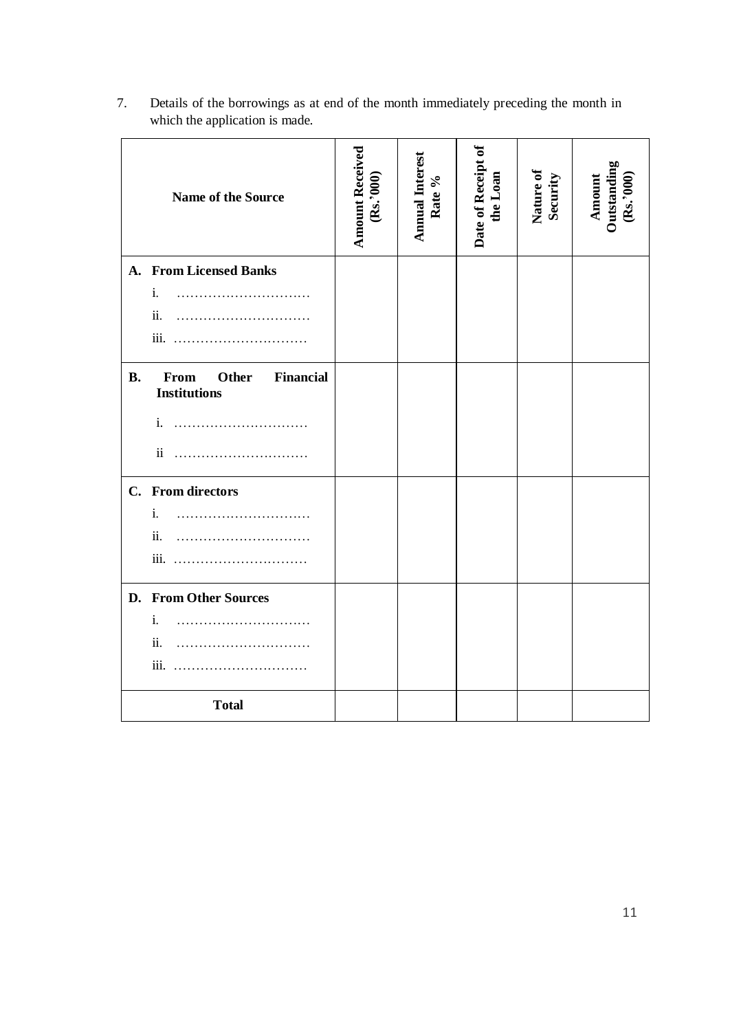7. Details of the borrowings as at end of the month immediately preceding the month in which the application is made.

| Name of the Source | Amount Received (Rs.'000) | Annual Interest Rate % | Date of Receipt of the Loan | Nature of Security | Amount Outstanding (Rs.'000) |
|---|---|---|---|---|---|
| **A. From Licensed Banks** | | | | | |
| i. ………………………… | | | | | |
| ii. ………………………… | | | | | |
| iii. ………………………… | | | | | |
| **B. From Other Financial Institutions** | | | | | |
| i. ………………………… | | | | | |
| ii ………………………… | | | | | |
| **C. From directors** | | | | | |
| i. ………………………… | | | | | |
| ii. ………………………… | | | | | |
| iii. ………………………… | | | | | |
| **D. From Other Sources** | | | | | |
| i. ………………………… | | | | | |
| ii. ………………………… | | | | | |
| iii. ………………………… | | | | | |
| **Total** | | | | | |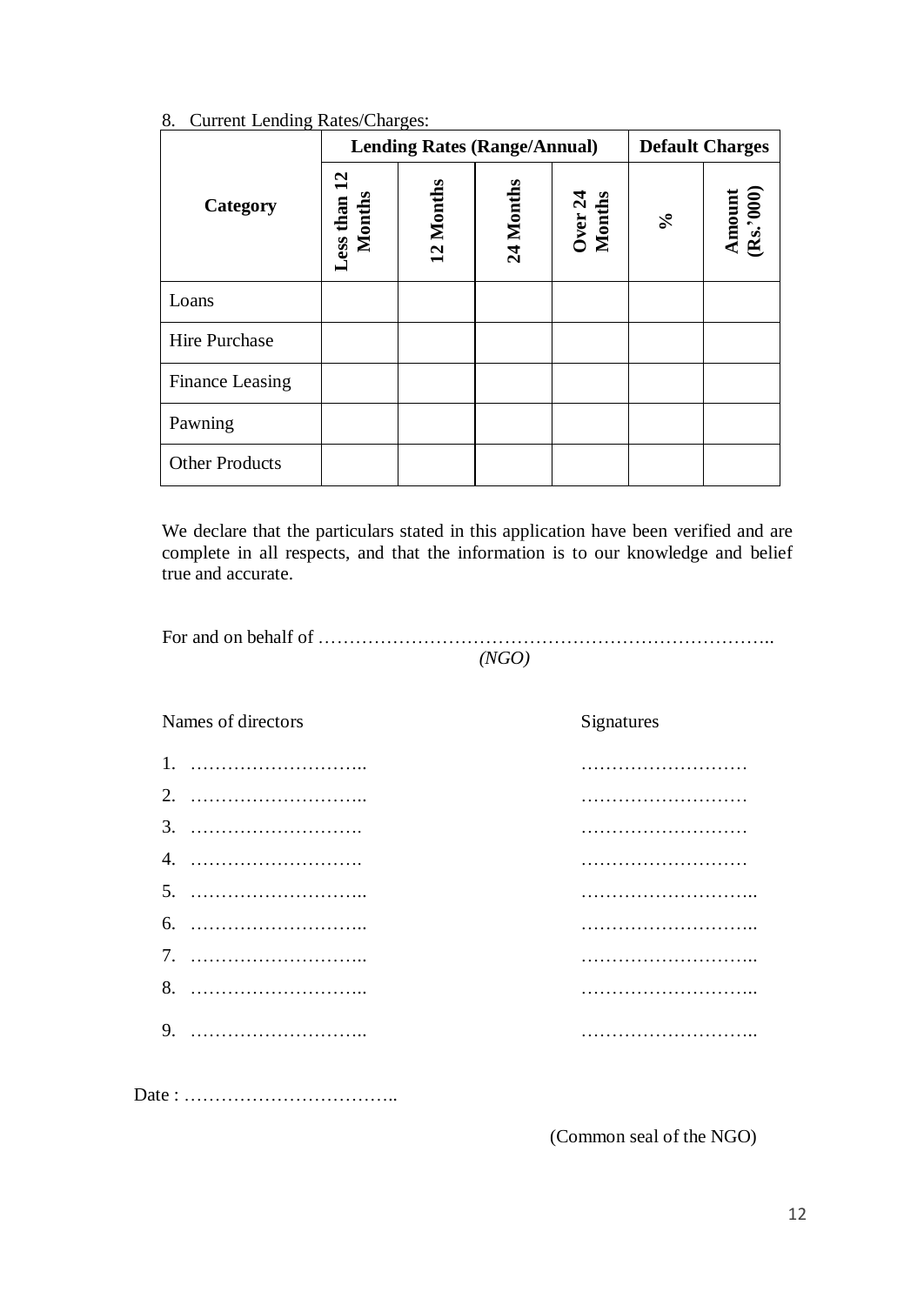8. Current Lending Rates/Charges:

| Category | Lending Rates (Range/Annual) | | | | Default Charges | |
|---|---|---|---|---|---|---|
| | Less than 12 Months | 12 Months | 24 Months | Over 24 Months | % | Amount (Rs.'000) |
| Loans | | | | | | |
| Hire Purchase | | | | | | |
| Finance Leasing | | | | | | |
| Pawning | | | | | | |
| Other Products | | | | | | |

We declare that the particulars stated in this application have been verified and are complete in all respects, and that the information is to our knowledge and belief true and accurate.

For and on behalf of …………………………………………………………………..
*(NGO)*

| Names of directors | Signatures |
|---|---|
| 1. ……………………….. | ……………………… |
| 2. ……………………….. | ……………………… |
| 3. ………………………. | ……………………… |
| 4. ………………………. | ……………………… |
| 5. ……………………….. | ……………………….. |
| 6. ……………………….. | ……………………….. |
| 7. ……………………….. | ……………………….. |
| 8. ……………………….. | ……………………….. |
| 9. ……………………….. | ……………………….. |

Date : ……………………………..

(Common seal of the NGO)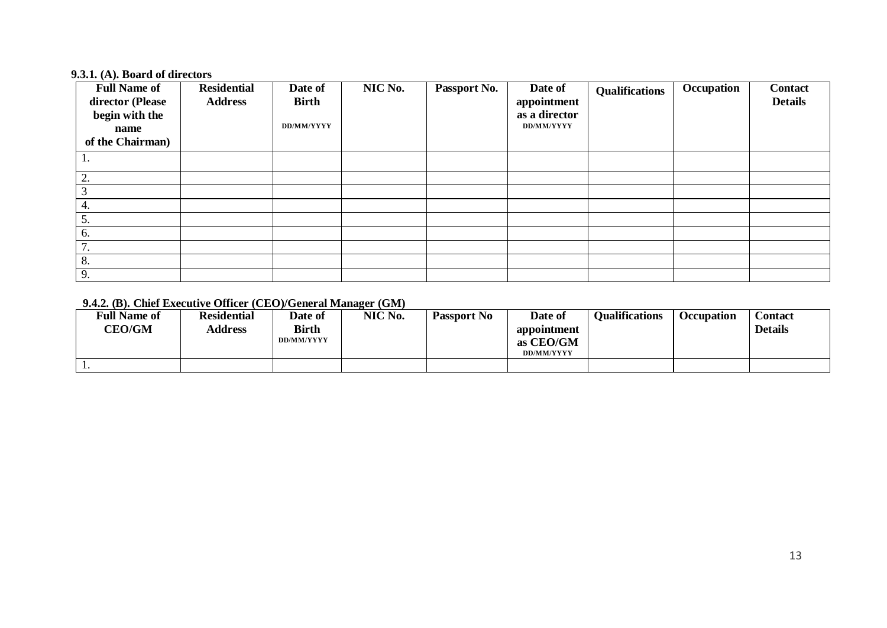**9.3.1. (A). Board of directors**

| Full Name of director (Please begin with the name of the Chairman) | Residential Address | Date of Birth DD/MM/YYYY | NIC No. | Passport No. | Date of appointment as a director DD/MM/YYYY | Qualifications | Occupation | Contact Details |
|---|---|---|---|---|---|---|---|---|
| 1. | | | | | | | | |
| 2. | | | | | | | | |
| 3 | | | | | | | | |
| 4. | | | | | | | | |
| 5. | | | | | | | | |
| 6. | | | | | | | | |
| 7. | | | | | | | | |
| 8. | | | | | | | | |
| 9. | | | | | | | | |

**9.4.2. (B). Chief Executive Officer (CEO)/General Manager (GM)**

| Full Name of CEO/GM | Residential Address | Date of Birth DD/MM/YYYY | NIC No. | Passport No | Date of appointment as CEO/GM DD/MM/YYYY | Qualifications | Occupation | Contact Details |
|---|---|---|---|---|---|---|---|---|
| 1. | | | | | | | | |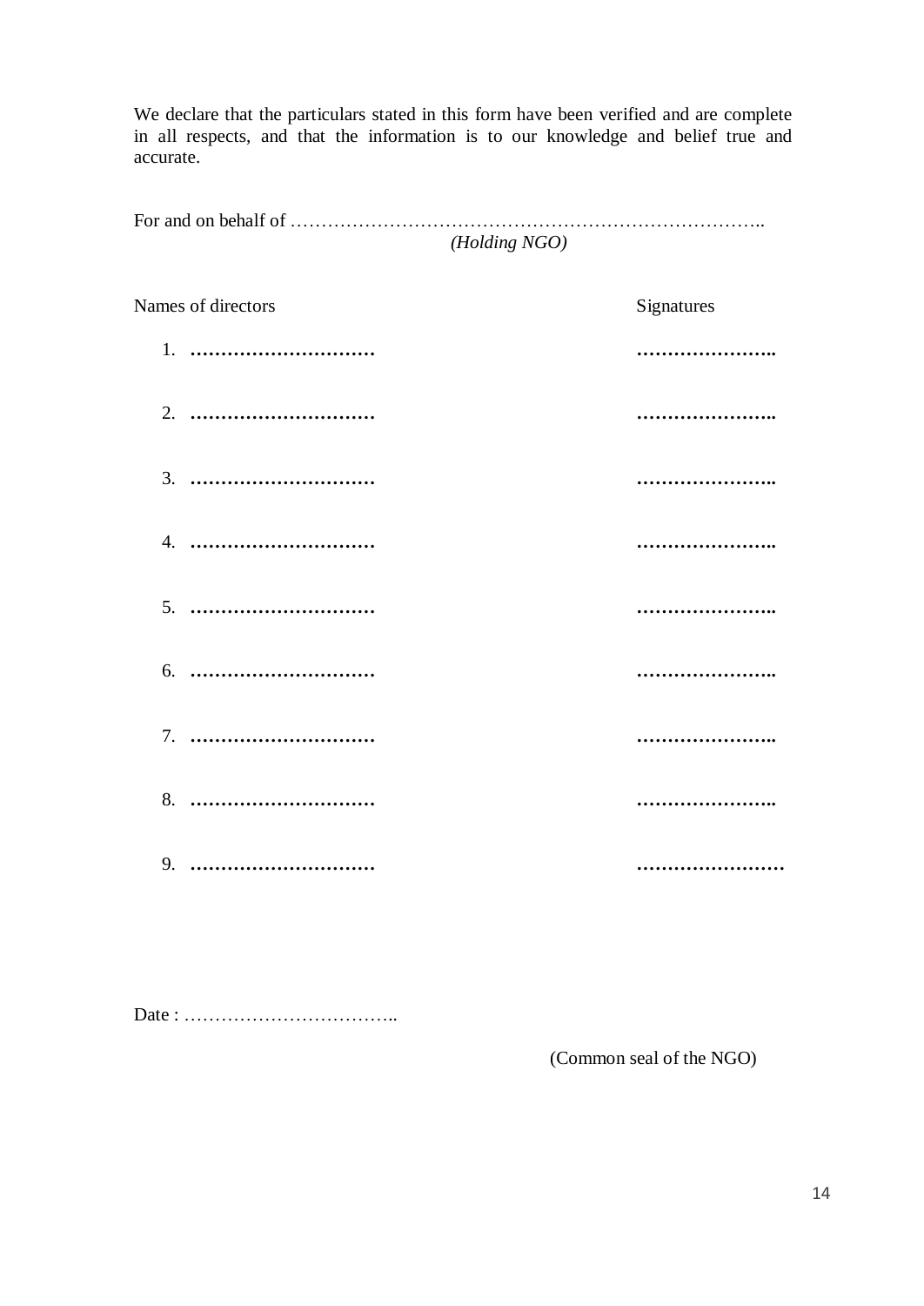We declare that the particulars stated in this form have been verified and are complete in all respects, and that the information is to our knowledge and belief true and accurate.

For and on behalf of …………………………………………………………………..
*(Holding NGO)*

| Names of directors | Signatures |
|---|---|
| 1. ………………………… | ………………….. |
| 2. ………………………… | ………………….. |
| 3. ………………………… | ………………….. |
| 4. ………………………… | ………………….. |
| 5. ………………………… | ………………….. |
| 6. ………………………… | ………………….. |
| 7. ………………………… | ………………….. |
| 8. ………………………… | ………………….. |
| 9. ………………………… | …………………… |

Date : ……………………………..

(Common seal of the NGO)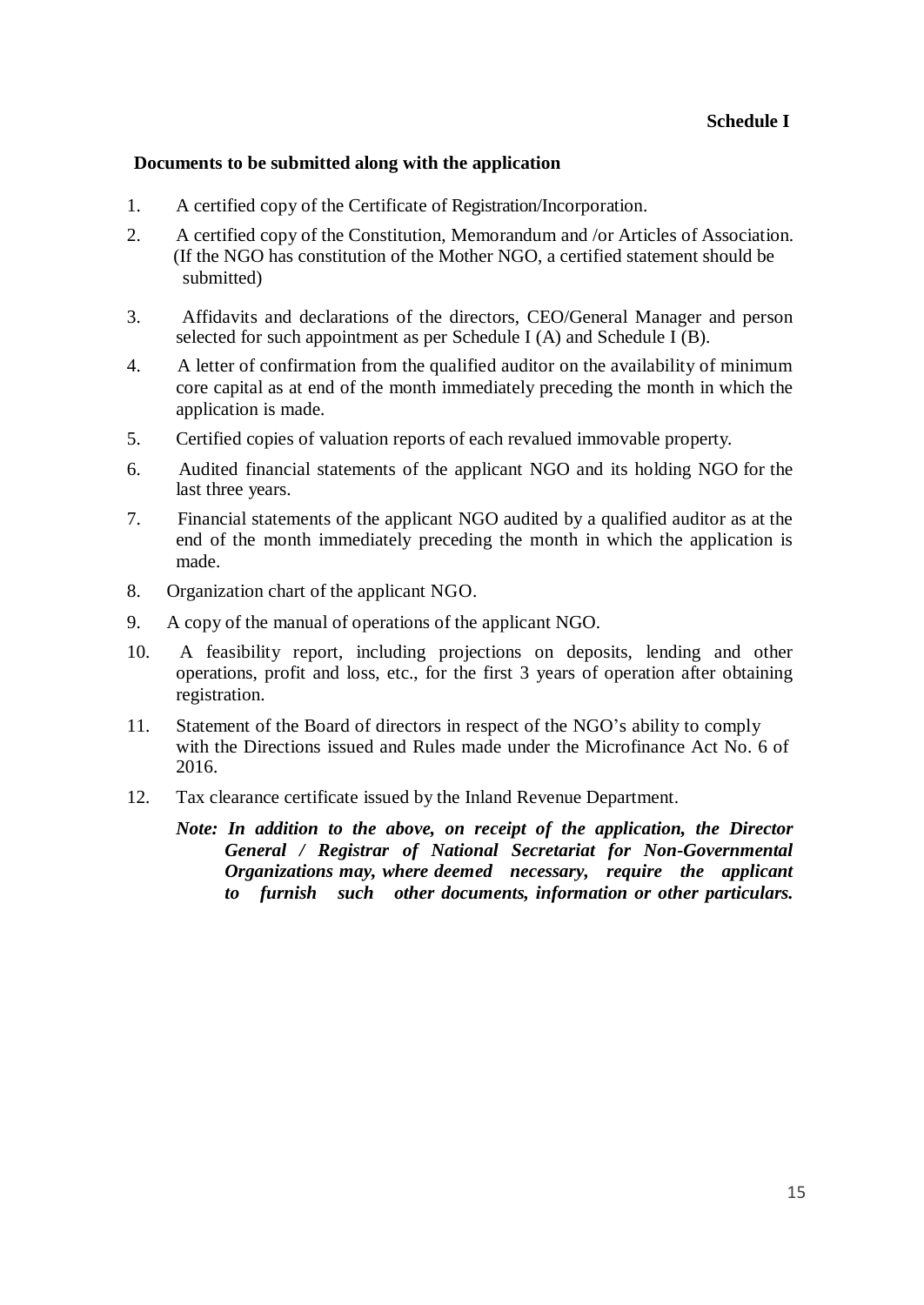**Schedule I**

**Documents to be submitted along with the application**

1. A certified copy of the Certificate of Registration/Incorporation.
2. A certified copy of the Constitution, Memorandum and /or Articles of Association. (If the NGO has constitution of the Mother NGO, a certified statement should be submitted)
3. Affidavits and declarations of the directors, CEO/General Manager and person selected for such appointment as per Schedule I (A) and Schedule I (B).
4. A letter of confirmation from the qualified auditor on the availability of minimum core capital as at end of the month immediately preceding the month in which the application is made.
5. Certified copies of valuation reports of each revalued immovable property.
6. Audited financial statements of the applicant NGO and its holding NGO for the last three years.
7. Financial statements of the applicant NGO audited by a qualified auditor as at the end of the month immediately preceding the month in which the application is made.
8. Organization chart of the applicant NGO.
9. A copy of the manual of operations of the applicant NGO.
10. A feasibility report, including projections on deposits, lending and other operations, profit and loss, etc., for the first 3 years of operation after obtaining registration.
11. Statement of the Board of directors in respect of the NGO's ability to comply with the Directions issued and Rules made under the Microfinance Act No. 6 of 2016.
12. Tax clearance certificate issued by the Inland Revenue Department.

***Note: In addition to the above, on receipt of the application, the Director General / Registrar of National Secretariat for Non-Governmental Organizations may, where deemed necessary, require the applicant to furnish such other documents, information or other particulars.***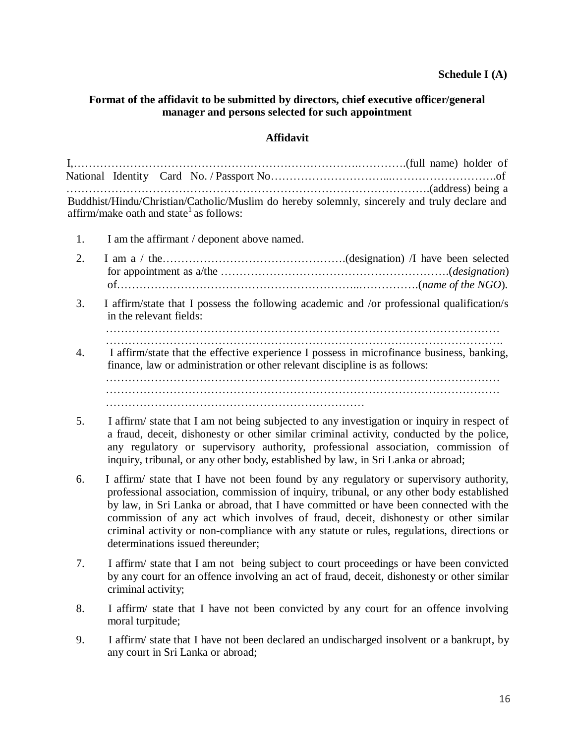**Schedule I (A)**

**Format of the affidavit to be submitted by directors, chief executive officer/general manager and persons selected for such appointment**

**Affidavit**

I,…………………………………………………………………….………….(full name) holder of National Identity Card No. / Passport No…………………………...……………………….of ………………………………………………………………………………….(address) being a Buddhist/Hindu/Christian/Catholic/Muslim do hereby solemnly, sincerely and truly declare and affirm/make oath and state[1] as follows:

1. I am the affirmant / deponent above named.

2. I am a / the………………………………………….(designation) /I have been selected for appointment as a/the …………………………………………………….(*designation*) of……………………………………………………...…………….(*name of the NGO*).

3. I affirm/state that I possess the following academic and /or professional qualification/s in the relevant fields:
   ……………………………………………………………………………………………
   …………………………………………………………………………………………….

4. I affirm/state that the effective experience I possess in microfinance business, banking, finance, law or administration or other relevant discipline is as follows:
   ……………………………………………………………………………………………
   ……………………………………………………………………………………………
   ……………………………………………………………

5. I affirm/ state that I am not being subjected to any investigation or inquiry in respect of a fraud, deceit, dishonesty or other similar criminal activity, conducted by the police, any regulatory or supervisory authority, professional association, commission of inquiry, tribunal, or any other body, established by law, in Sri Lanka or abroad;

6. I affirm/ state that I have not been found by any regulatory or supervisory authority, professional association, commission of inquiry, tribunal, or any other body established by law, in Sri Lanka or abroad, that I have committed or have been connected with the commission of any act which involves of fraud, deceit, dishonesty or other similar criminal activity or non-compliance with any statute or rules, regulations, directions or determinations issued thereunder;

7. I affirm/ state that I am not being subject to court proceedings or have been convicted by any court for an offence involving an act of fraud, deceit, dishonesty or other similar criminal activity;

8. I affirm/ state that I have not been convicted by any court for an offence involving moral turpitude;

9. I affirm/ state that I have not been declared an undischarged insolvent or a bankrupt, by any court in Sri Lanka or abroad;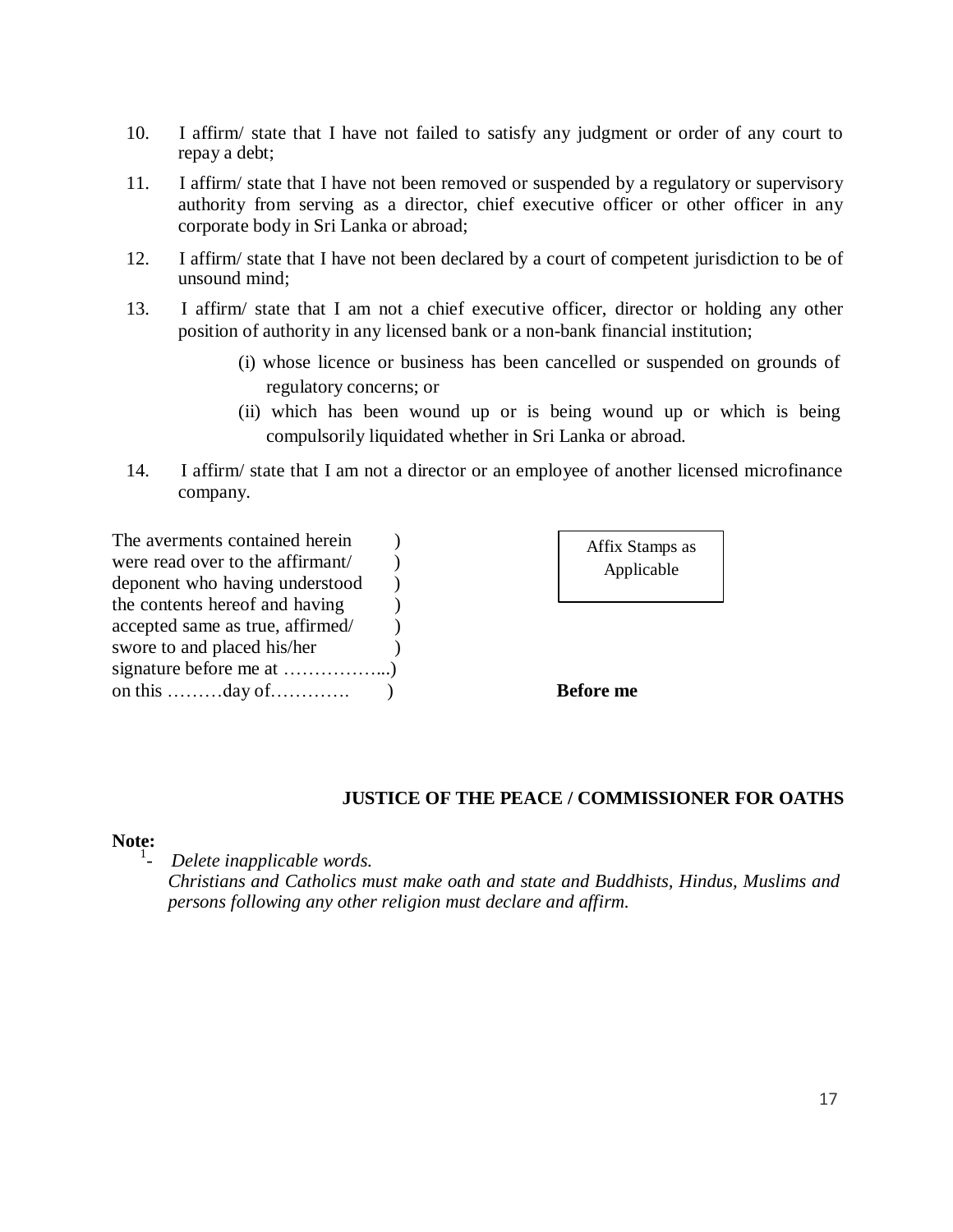10. I affirm/ state that I have not failed to satisfy any judgment or order of any court to repay a debt;

11. I affirm/ state that I have not been removed or suspended by a regulatory or supervisory authority from serving as a director, chief executive officer or other officer in any corporate body in Sri Lanka or abroad;

12. I affirm/ state that I have not been declared by a court of competent jurisdiction to be of unsound mind;

13. I affirm/ state that I am not a chief executive officer, director or holding any other position of authority in any licensed bank or a non-bank financial institution;

    (i) whose licence or business has been cancelled or suspended on grounds of regulatory concerns; or

    (ii) which has been wound up or is being wound up or which is being compulsorily liquidated whether in Sri Lanka or abroad.

14. I affirm/ state that I am not a director or an employee of another licensed microfinance company.

The averments contained herein )
were read over to the affirmant/ )
deponent who having understood )
the contents hereof and having )
accepted same as true, affirmed/ )
swore to and placed his/her )
signature before me at ……………...)
on this ………day of…………. )

Affix Stamps as Applicable

**Before me**

**JUSTICE OF THE PEACE / COMMISSIONER FOR OATHS**

**Note:**

[1]- *Delete inapplicable words.*

*Christians and Catholics must make oath and state and Buddhists, Hindus, Muslims and persons following any other religion must declare and affirm.*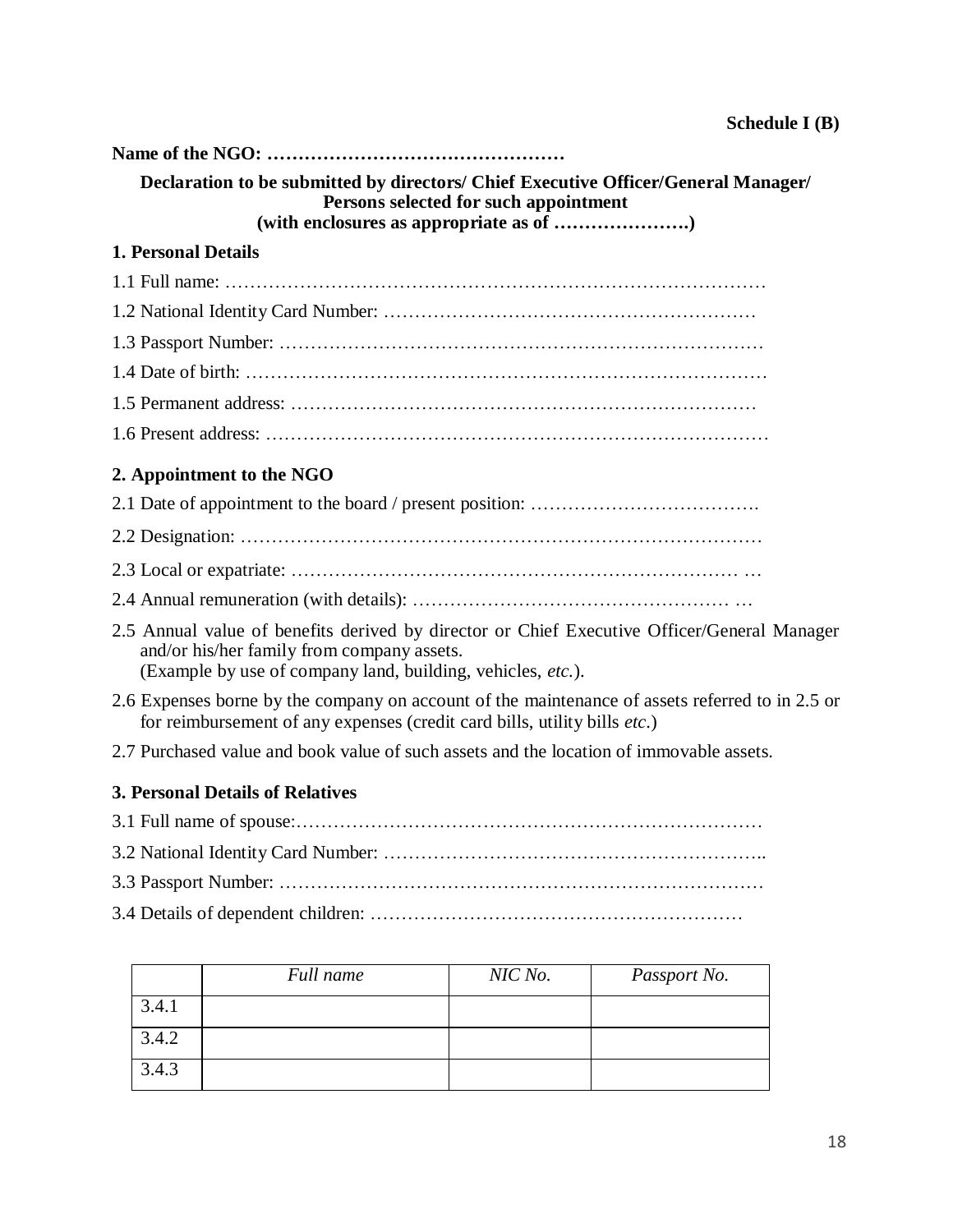**Schedule I (B)**

**Name of the NGO: …………………………………………**

**Declaration to be submitted by directors/ Chief Executive Officer/General Manager/ Persons selected for such appointment (with enclosures as appropriate as of ………………….)**

## 1. Personal Details

1.1 Full name: ……………………………………………………………………………

1.2 National Identity Card Number: …………………………………………………

1.3 Passport Number: ……………………………………………………………………

1.4 Date of birth: …………………………………………………………………………

1.5 Permanent address: ………………………………………………………………

1.6 Present address: ……………………………………………………………………

## 2. Appointment to the NGO

2.1 Date of appointment to the board / present position: ……………………………….

2.2 Designation: …………………………………………………………………………

2.3 Local or expatriate: ……………………………………………………………… …

2.4 Annual remuneration (with details): …………………………………………… …

2.5 Annual value of benefits derived by director or Chief Executive Officer/General Manager and/or his/her family from company assets.
(Example by use of company land, building, vehicles, *etc.*).

2.6 Expenses borne by the company on account of the maintenance of assets referred to in 2.5 or for reimbursement of any expenses (credit card bills, utility bills *etc.*)

2.7 Purchased value and book value of such assets and the location of immovable assets.

## 3. Personal Details of Relatives

3.1 Full name of spouse:…………………………………………………………………

3.2 National Identity Card Number: …………………………………………………..

3.3 Passport Number: ……………………………………………………………………

3.4 Details of dependent children: …………………………………………………

| | *Full name* | *NIC No.* | *Passport No.* |
|---|---|---|---|
| 3.4.1 | | | |
| 3.4.2 | | | |
| 3.4.3 | | | |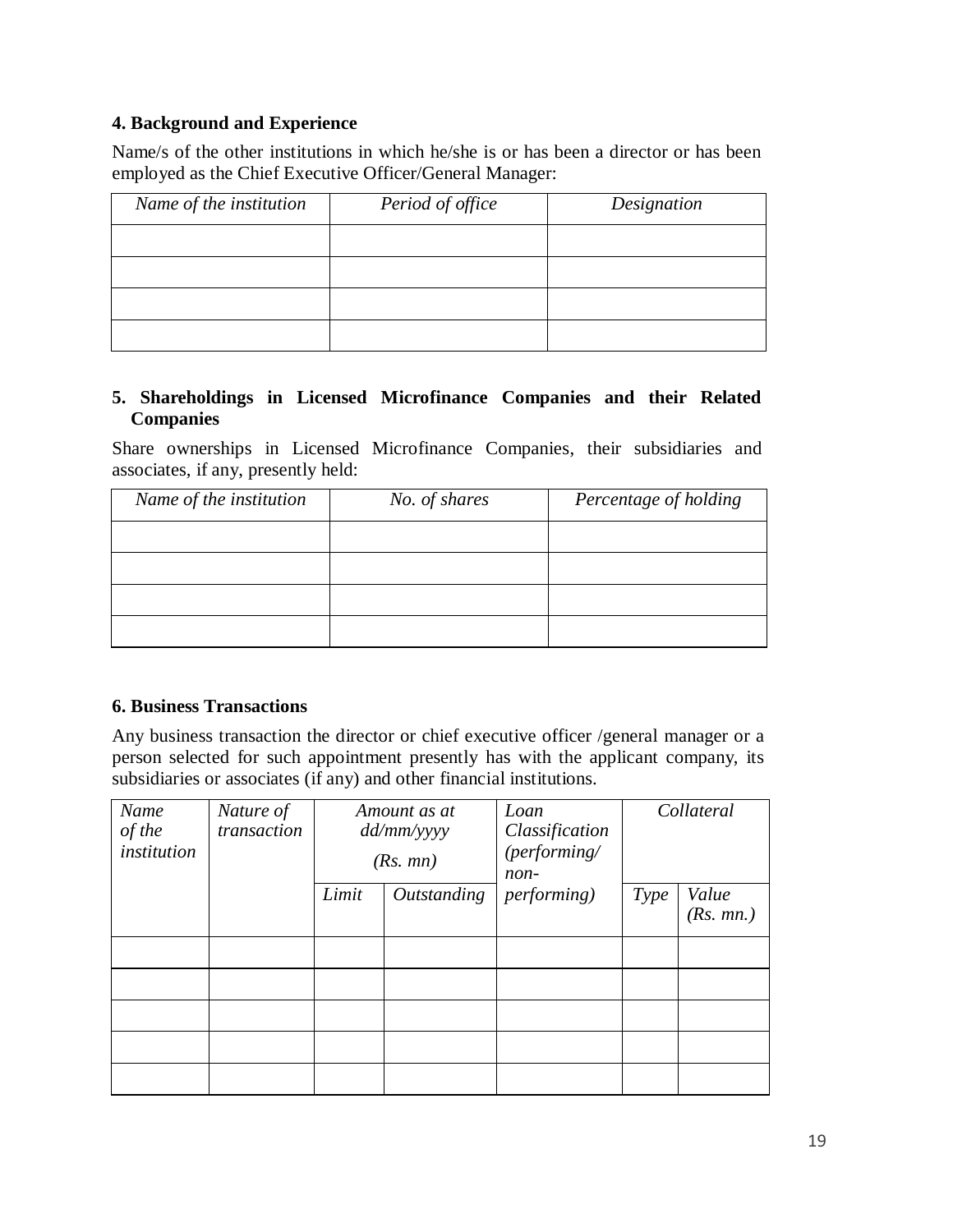**4. Background and Experience**

Name/s of the other institutions in which he/she is or has been a director or has been employed as the Chief Executive Officer/General Manager:

| *Name of the institution* | *Period of office* | *Designation* |
|---|---|---|
| | | |
| | | |
| | | |
| | | |

**5. Shareholdings in Licensed Microfinance Companies and their Related Companies**

Share ownerships in Licensed Microfinance Companies, their subsidiaries and associates, if any, presently held:

| *Name of the institution* | *No. of shares* | *Percentage of holding* |
|---|---|---|
| | | |
| | | |
| | | |
| | | |

**6. Business Transactions**

Any business transaction the director or chief executive officer /general manager or a person selected for such appointment presently has with the applicant company, its subsidiaries or associates (if any) and other financial institutions.

| *Name of the institution* | *Nature of transaction* | *Amount as at dd/mm/yyyy (Rs. mn)* | | *Loan Classification (performing/ non-performing)* | *Collateral* | |
|---|---|---|---|---|---|---|
| | | *Limit* | *Outstanding* | | *Type* | *Value (Rs. mn.)* |
| | | | | | | |
| | | | | | | |
| | | | | | | |
| | | | | | | |
| | | | | | | |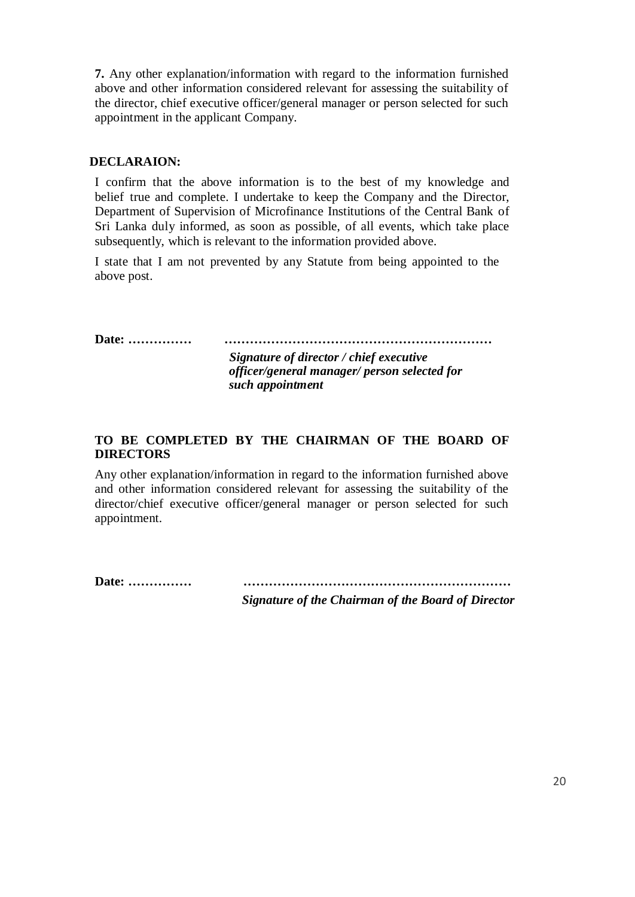**7.** Any other explanation/information with regard to the information furnished above and other information considered relevant for assessing the suitability of the director, chief executive officer/general manager or person selected for such appointment in the applicant Company.

**DECLARAION:**

I confirm that the above information is to the best of my knowledge and belief true and complete. I undertake to keep the Company and the Director, Department of Supervision of Microfinance Institutions of the Central Bank of Sri Lanka duly informed, as soon as possible, of all events, which take place subsequently, which is relevant to the information provided above.

I state that I am not prevented by any Statute from being appointed to the above post.

**Date: ……………** **………………………………………………………**

***Signature of director / chief executive officer/general manager/ person selected for such appointment***

**TO BE COMPLETED BY THE CHAIRMAN OF THE BOARD OF DIRECTORS**

Any other explanation/information in regard to the information furnished above and other information considered relevant for assessing the suitability of the director/chief executive officer/general manager or person selected for such appointment.

**Date: ……………** **………………………………………………………**

***Signature of the Chairman of the Board of Director***